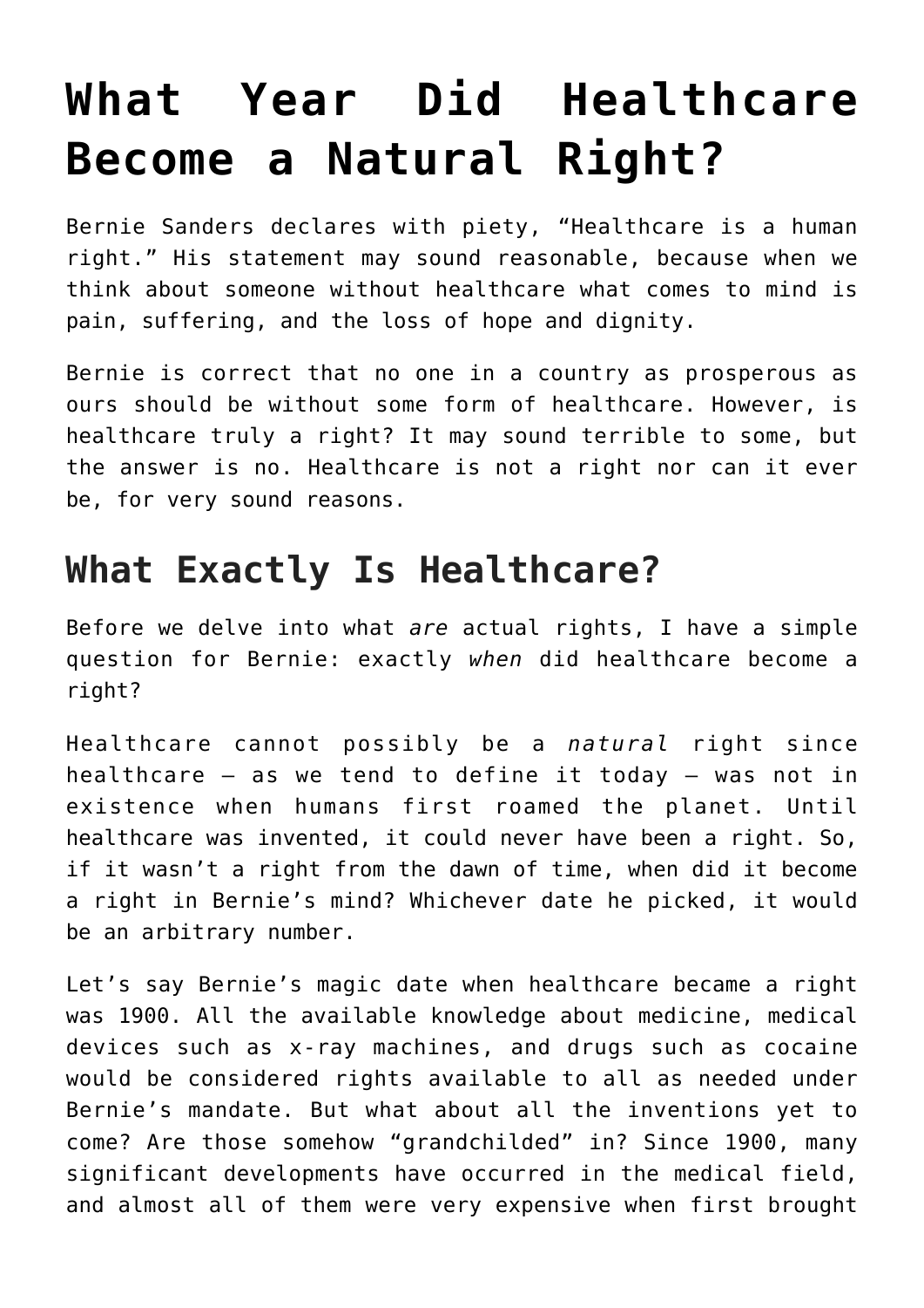# What Year Did Healthcare Become a Natural Right?

Bernie Sanders declares with piety, "Healthcare is a human right." His statement may sound reasonable, because when we think about someone without healthcare what comes to mind is pain, suffering, and the loss of hope and dignity.

Bernie is correct that no one in a country as prosperous as ours should be without some form of healthcare. However, is healthcare truly a right? It may sound terrible to some, but the answer is no. Healthcare is not a right nor can it ever be, for very sound reasons.

## What Exactly Is Healthcare?

Before we delve into what *are* actual rights, I have a simple question for Bernie: exactly *when* did healthcare become a right?

Healthcare cannot possibly be a *natural* right since healthcare – as we tend to define it today – was not in existence when humans first roamed the planet. Until healthcare was invented, it could never have been a right. So, if it wasn't a right from the dawn of time, when did it become a right in Bernie's mind? Whichever date he picked, it would be an arbitrary number.

Let's say Bernie's magic date when healthcare became a right was 1900. All the available knowledge about medicine, medical devices such as x-ray machines, and drugs such as cocaine would be considered rights available to all as needed under Bernie's mandate. But what about all the inventions yet to come? Are those somehow "grandchilded" in? Since 1900, many significant developments have occurred in the medical field, and almost all of them were very expensive when first brought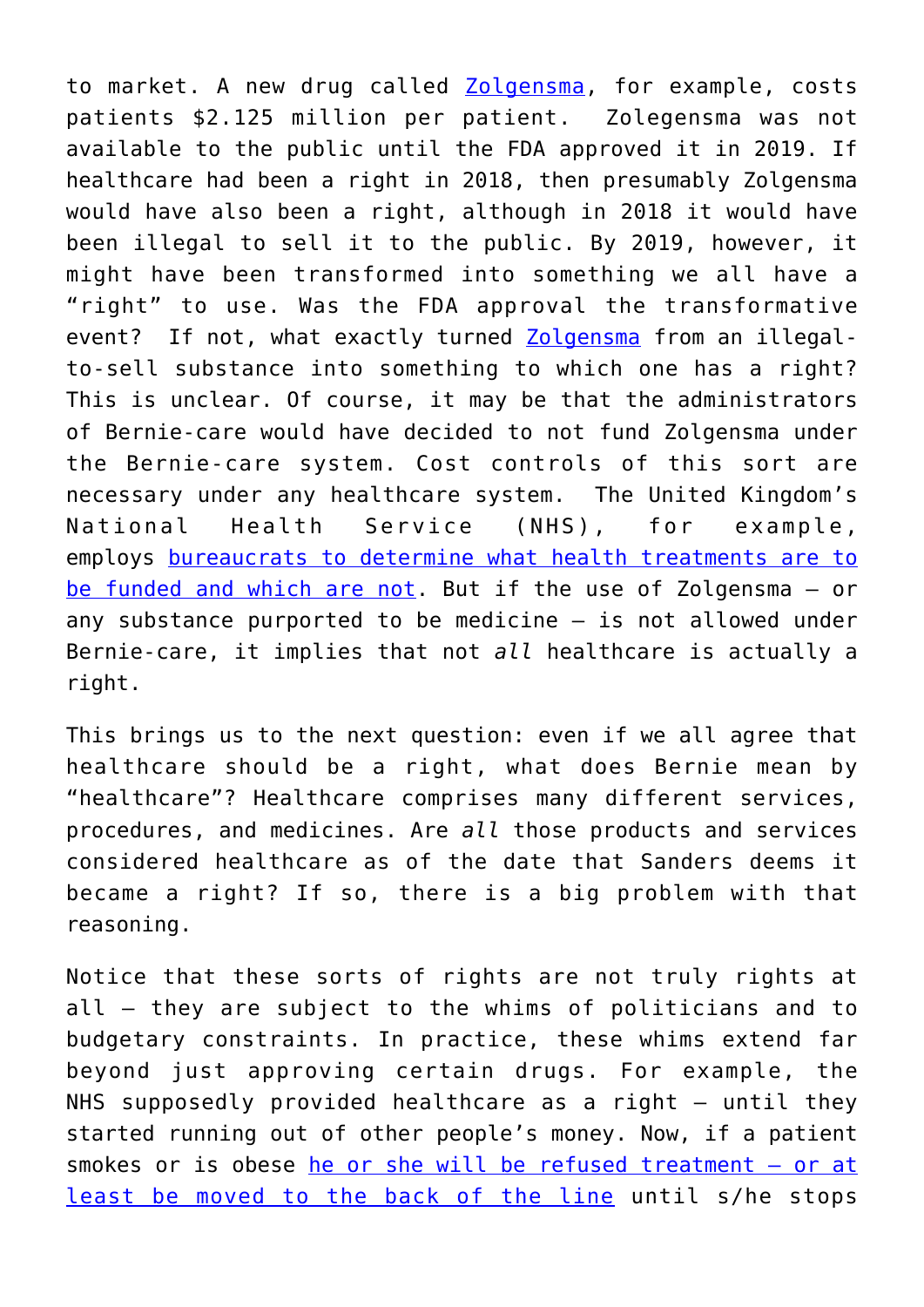to market. A new drug called [Zolgensma](), for example, costs patients $2.125 million per patient. Zolegensma was not available to the public until the FDA approved it in 2019. If healthcare had been a right in 2018, then presumably Zolgensma would have also been a right, although in 2018 it would have been illegal to sell it to the public. By 2019, however, it might have been transformed into something we all have a "right" to use. Was the FDA approval the transformative event? If not, what exactly turned [Zolgensma]() from an illegal-to-sell substance into something to which one has a right? This is unclear. Of course, it may be that the administrators of Bernie-care would have decided to not fund Zolgensma under the Bernie-care system. Cost controls of this sort are necessary under any healthcare system. The United Kingdom's National Health Service (NHS), for example, employs [bureaucrats to determine what health treatments are to be funded and which are not](). But if the use of Zolgensma — or any substance purported to be medicine — is not allowed under Bernie-care, it implies that not *all* healthcare is actually a right.

This brings us to the next question: even if we all agree that healthcare should be a right, what does Bernie mean by "healthcare"? Healthcare comprises many different services, procedures, and medicines. Are *all* those products and services considered healthcare as of the date that Sanders deems it became a right? If so, there is a big problem with that reasoning.

Notice that these sorts of rights are not truly rights at all — they are subject to the whims of politicians and to budgetary constraints. In practice, these whims extend far beyond just approving certain drugs. For example, the NHS supposedly provided healthcare as a right — until they started running out of other people's money. Now, if a patient smokes or is obese [he or she will be refused treatment — or at least be moved to the back of the line]() until s/he stops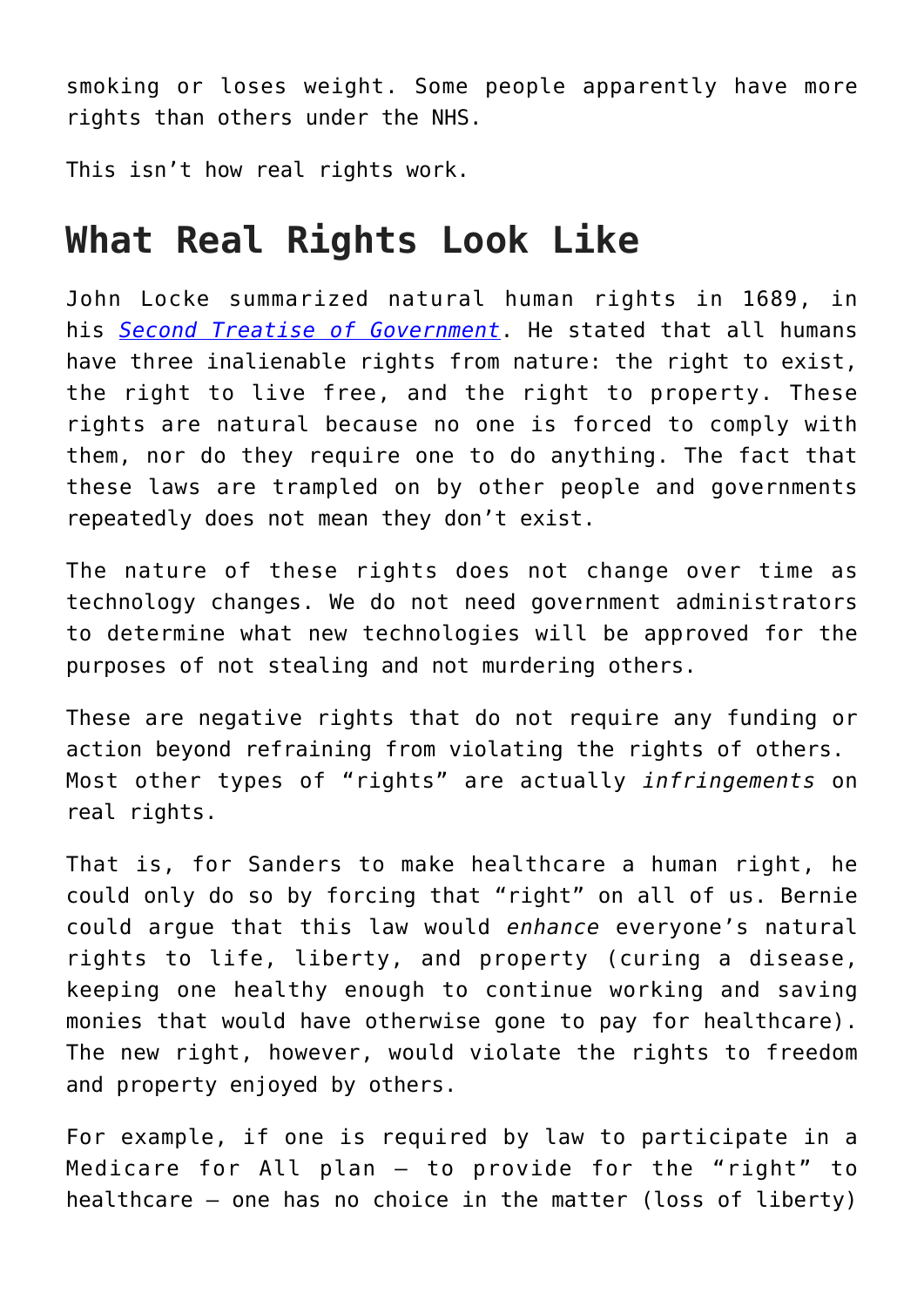smoking or loses weight. Some people apparently have more rights than others under the NHS.

This isn't how real rights work.

## What Real Rights Look Like

John Locke summarized natural human rights in 1689, in his *Second Treatise of Government*. He stated that all humans have three inalienable rights from nature: the right to exist, the right to live free, and the right to property. These rights are natural because no one is forced to comply with them, nor do they require one to do anything. The fact that these laws are trampled on by other people and governments repeatedly does not mean they don't exist.

The nature of these rights does not change over time as technology changes. We do not need government administrators to determine what new technologies will be approved for the purposes of not stealing and not murdering others.

These are negative rights that do not require any funding or action beyond refraining from violating the rights of others. Most other types of "rights" are actually *infringements* on real rights.

That is, for Sanders to make healthcare a human right, he could only do so by forcing that "right" on all of us. Bernie could argue that this law would *enhance* everyone's natural rights to life, liberty, and property (curing a disease, keeping one healthy enough to continue working and saving monies that would have otherwise gone to pay for healthcare). The new right, however, would violate the rights to freedom and property enjoyed by others.

For example, if one is required by law to participate in a Medicare for All plan – to provide for the "right" to healthcare – one has no choice in the matter (loss of liberty)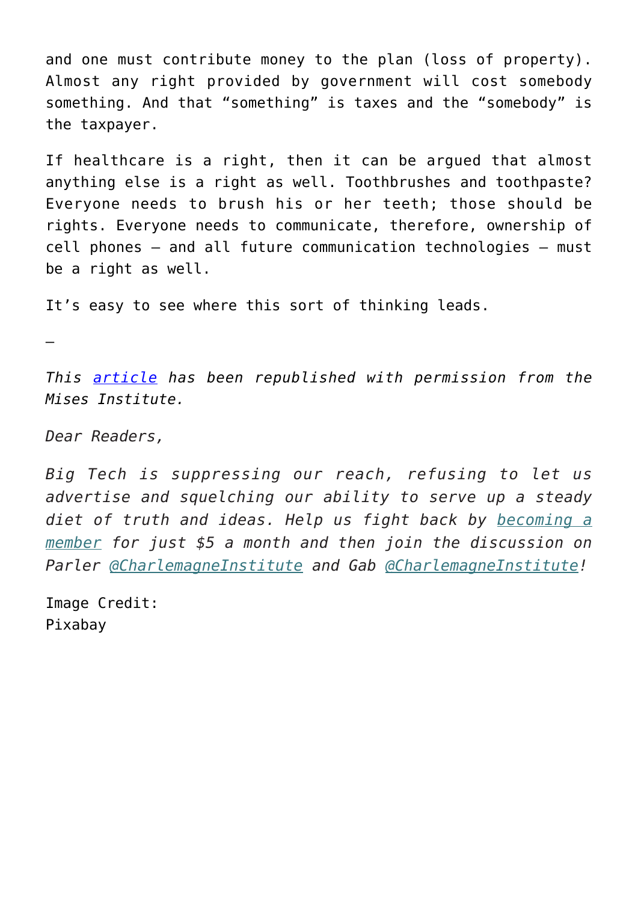and one must contribute money to the plan (loss of property). Almost any right provided by government will cost somebody something. And that "something" is taxes and the "somebody" is the taxpayer.

If healthcare is a right, then it can be argued that almost anything else is a right as well. Toothbrushes and toothpaste? Everyone needs to brush his or her teeth; those should be rights. Everyone needs to communicate, therefore, ownership of cell phones – and all future communication technologies – must be a right as well.

It's easy to see where this sort of thinking leads.

—

*This article has been republished with permission from the Mises Institute.*

*Dear Readers,*

*Big Tech is suppressing our reach, refusing to let us advertise and squelching our ability to serve up a steady diet of truth and ideas. Help us fight back by becoming a member for just $5 a month and then join the discussion on Parler @CharlemagneInstitute and Gab @CharlemagneInstitute!*

Image Credit:
Pixabay